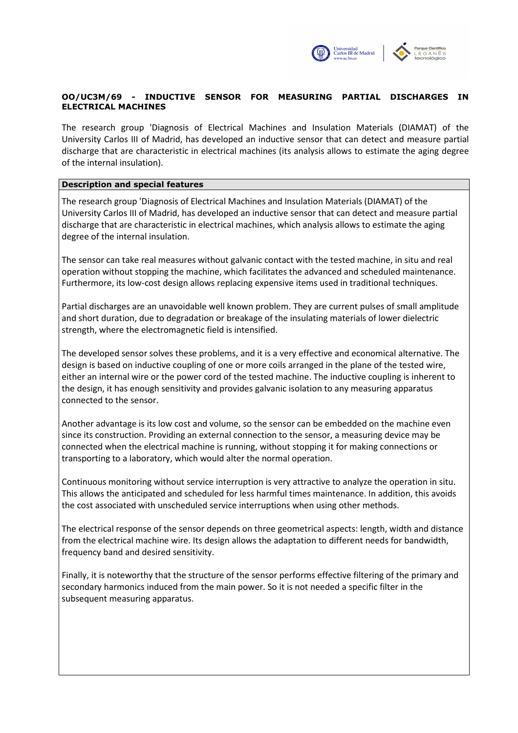**OO/UC3M/69 - INDUCTIVE SENSOR FOR MEASURING PARTIAL DISCHARGES IN ELECTRICAL MACHINES**

The research group 'Diagnosis of Electrical Machines and Insulation Materials (DIAMAT) of the University Carlos III of Madrid, has developed an inductive sensor that can detect and measure partial discharge that are characteristic in electrical machines (its analysis allows to estimate the aging degree of the internal insulation).

**Description and special features**

The research group 'Diagnosis of Electrical Machines and Insulation Materials (DIAMAT) of the University Carlos III of Madrid, has developed an inductive sensor that can detect and measure partial discharge that are characteristic in electrical machines, which analysis allows to estimate the aging degree of the internal insulation.

The sensor can take real measures without galvanic contact with the tested machine, in situ and real operation without stopping the machine, which facilitates the advanced and scheduled maintenance. Furthermore, its low-cost design allows replacing expensive items used in traditional techniques.

Partial discharges are an unavoidable well known problem. They are current pulses of small amplitude and short duration, due to degradation or breakage of the insulating materials of lower dielectric strength, where the electromagnetic field is intensified.

The developed sensor solves these problems, and it is a very effective and economical alternative. The design is based on inductive coupling of one or more coils arranged in the plane of the tested wire, either an internal wire or the power cord of the tested machine. The inductive coupling is inherent to the design, it has enough sensitivity and provides galvanic isolation to any measuring apparatus connected to the sensor.

Another advantage is its low cost and volume, so the sensor can be embedded on the machine even since its construction. Providing an external connection to the sensor, a measuring device may be connected when the electrical machine is running, without stopping it for making connections or transporting to a laboratory, which would alter the normal operation.

Continuous monitoring without service interruption is very attractive to analyze the operation in situ. This allows the anticipated and scheduled for less harmful times maintenance. In addition, this avoids the cost associated with unscheduled service interruptions when using other methods.

The electrical response of the sensor depends on three geometrical aspects: length, width and distance from the electrical machine wire. Its design allows the adaptation to different needs for bandwidth, frequency band and desired sensitivity.

Finally, it is noteworthy that the structure of the sensor performs effective filtering of the primary and secondary harmonics induced from the main power. So it is not needed a specific filter in the subsequent measuring apparatus.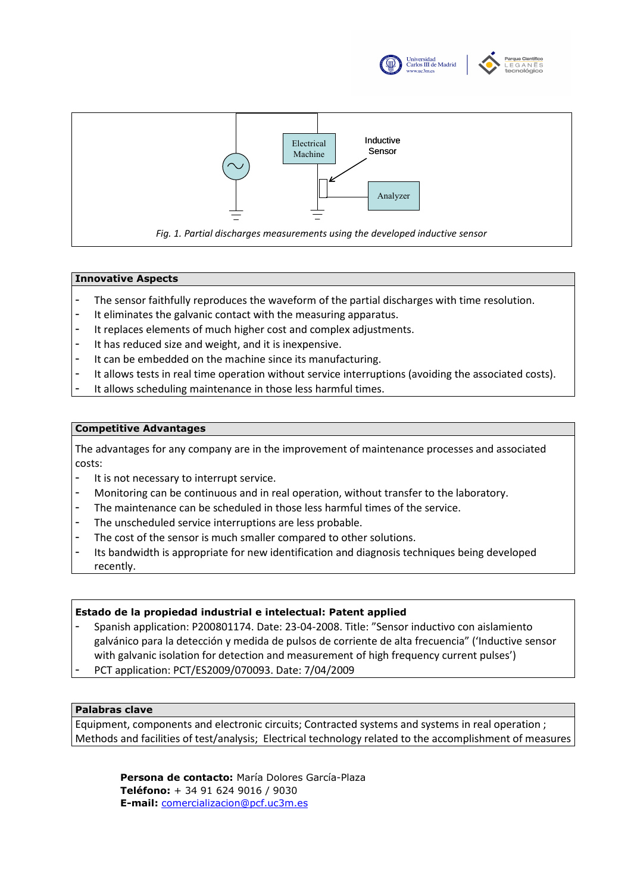Electrical Machine

Inductive Sensor

Analyzer

*Fig. 1. Partial discharges measurements using the developed inductive sensor*

## Innovative Aspects

- The sensor faithfully reproduces the waveform of the partial discharges with time resolution.
- It eliminates the galvanic contact with the measuring apparatus.
- It replaces elements of much higher cost and complex adjustments.
- It has reduced size and weight, and it is inexpensive.
- It can be embedded on the machine since its manufacturing.
- It allows tests in real time operation without service interruptions (avoiding the associated costs).
- It allows scheduling maintenance in those less harmful times.

## Competitive Advantages

The advantages for any company are in the improvement of maintenance processes and associated costs:

- It is not necessary to interrupt service.
- Monitoring can be continuous and in real operation, without transfer to the laboratory.
- The maintenance can be scheduled in those less harmful times of the service.
- The unscheduled service interruptions are less probable.
- The cost of the sensor is much smaller compared to other solutions.
- Its bandwidth is appropriate for new identification and diagnosis techniques being developed recently.

## Estado de la propiedad industrial e intelectual: Patent applied

- Spanish application: P200801174. Date: 23-04-2008. Title: "Sensor inductivo con aislamiento galvánico para la detección y medida de pulsos de corriente de alta frecuencia" ('Inductive sensor with galvanic isolation for detection and measurement of high frequency current pulses')
- PCT application: PCT/ES2009/070093. Date: 7/04/2009

## Palabras clave

Equipment, components and electronic circuits; Contracted systems and systems in real operation ; Methods and facilities of test/analysis; Electrical technology related to the accomplishment of measures

**Persona de contacto:** María Dolores García-Plaza
**Teléfono:** + 34 91 624 9016 / 9030
**E-mail:** comercializacion@pcf.uc3m.es